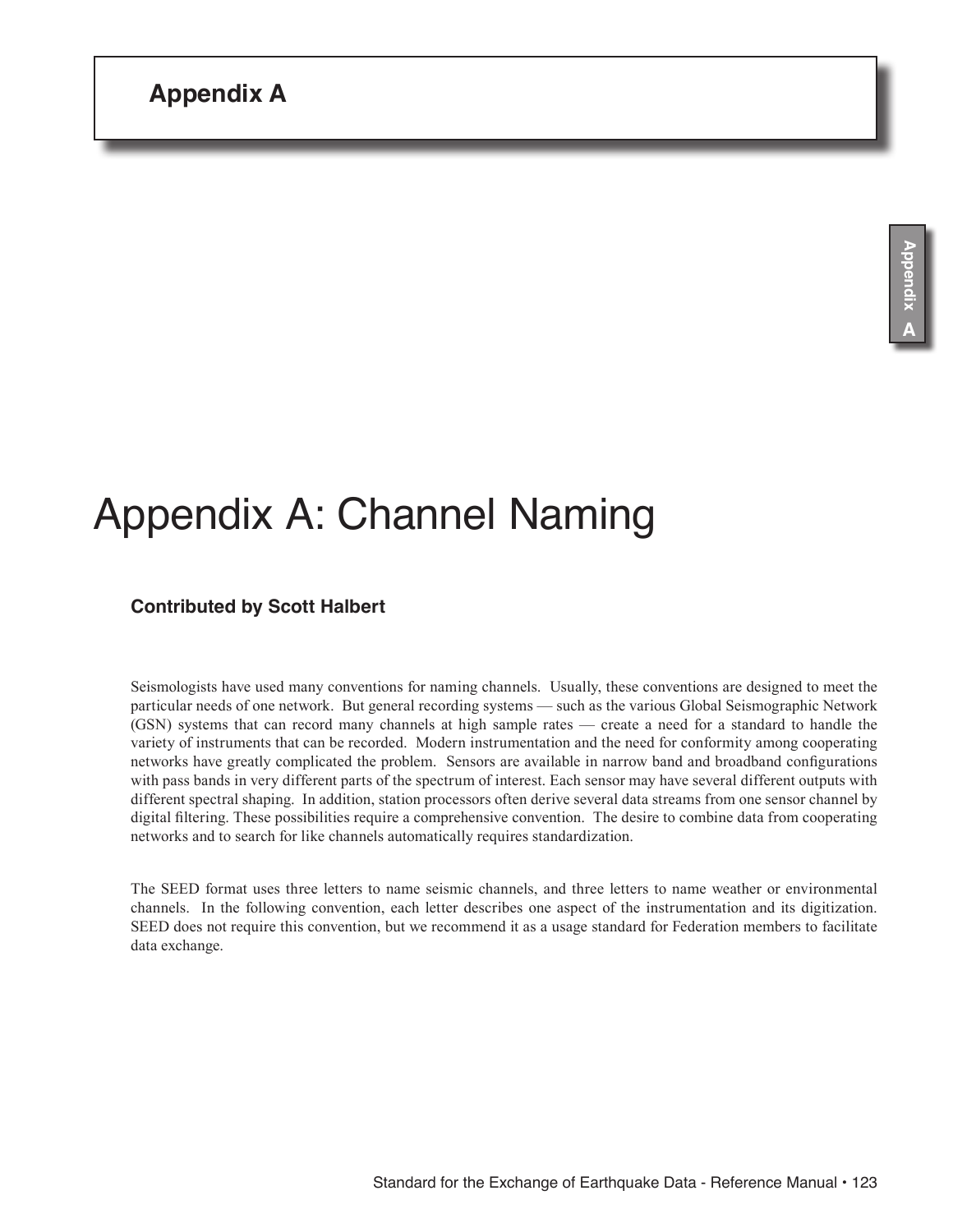# Appendix A: Channel Naming

### Contributed by Scott Halbert

Seismologists have used many conventions for naming channels. Usually, these conventions are designed to meet the particular needs of one network. But general recording systems — such as the various Global Seismographic Network (GSN) systems that can record many channels at high sample rates — create a need for a standard to handle the variety of instruments that can be recorded. Modern instrumentation and the need for conformity among cooperating networks have greatly complicated the problem. Sensors are available in narrow band and broadband configurations with pass bands in very different parts of the spectrum of interest. Each sensor may have several different outputs with different spectral shaping. In addition, station processors often derive several data streams from one sensor channel by digital filtering. These possibilities require a comprehensive convention. The desire to combine data from cooperating networks and to search for like channels automatically requires standardization.

The SEED format uses three letters to name seismic channels, and three letters to name weather or environmental channels. In the following convention, each letter describes one aspect of the instrumentation and its digitization. SEED does not require this convention, but we recommend it as a usage standard for Federation members to facilitate data exchange.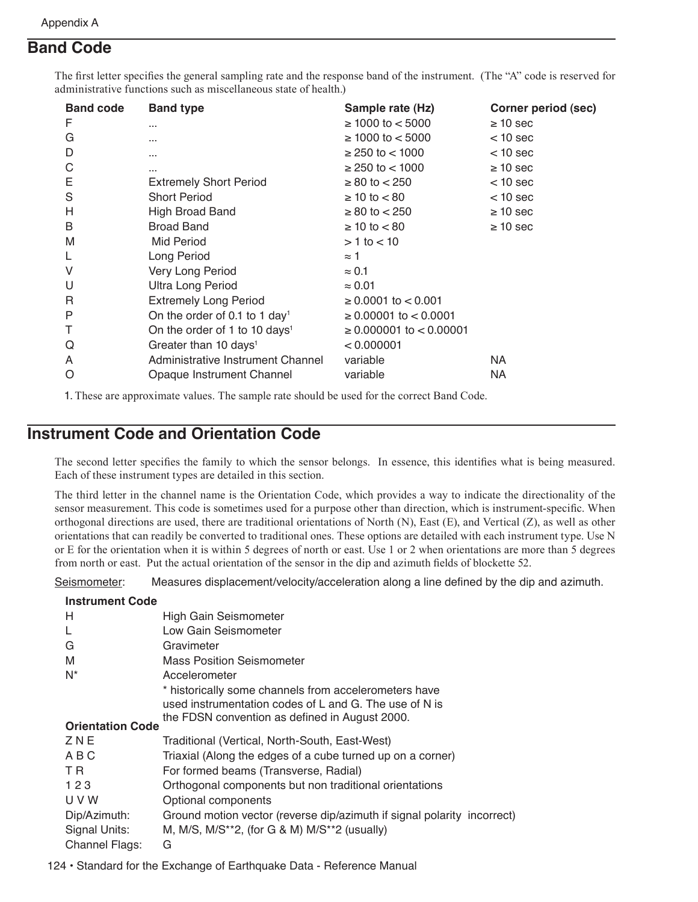## Band Code

The first letter specifies the general sampling rate and the response band of the instrument. (The "A" code is reserved for administrative functions such as miscellaneous state of health.)

| Band code | Band type | Sample rate (Hz) | Corner period (sec) |
|---|---|---|---|
| F | ... | ≥ 1000 to < 5000 | ≥ 10 sec |
| G | ... | ≥ 1000 to < 5000 | < 10 sec |
| D | ... | ≥ 250 to < 1000 | < 10 sec |
| C | ... | ≥ 250 to < 1000 | ≥ 10 sec |
| E | Extremely Short Period | ≥ 80 to < 250 | < 10 sec |
| S | Short Period | ≥ 10 to < 80 | < 10 sec |
| H | High Broad Band | ≥ 80 to < 250 | ≥ 10 sec |
| B | Broad Band | ≥ 10 to < 80 | ≥ 10 sec |
| M | Mid Period | > 1 to < 10 | |
| L | Long Period | ≈ 1 | |
| V | Very Long Period | ≈ 0.1 | |
| U | Ultra Long Period | ≈ 0.01 | |
| R | Extremely Long Period | ≥ 0.0001 to < 0.001 | |
| P | On the order of 0.1 to 1 day[1] | ≥ 0.00001 to < 0.0001 | |
| T | On the order of 1 to 10 days[1] | ≥ 0.000001 to < 0.00001 | |
| Q | Greater than 10 days[1] | < 0.000001 | |
| A | Administrative Instrument Channel | variable | NA |
| O | Opaque Instrument Channel | variable | NA |

1. These are approximate values. The sample rate should be used for the correct Band Code.

## Instrument Code and Orientation Code

The second letter specifies the family to which the sensor belongs. In essence, this identifies what is being measured. Each of these instrument types are detailed in this section.

The third letter in the channel name is the Orientation Code, which provides a way to indicate the directionality of the sensor measurement. This code is sometimes used for a purpose other than direction, which is instrument-specific. When orthogonal directions are used, there are traditional orientations of North (N), East (E), and Vertical (Z), as well as other orientations that can readily be converted to traditional ones. These options are detailed with each instrument type. Use N or E for the orientation when it is within 5 degrees of north or east. Use 1 or 2 when orientations are more than 5 degrees from north or east. Put the actual orientation of the sensor in the dip and azimuth fields of blockette 52.

Seismometer: Measures displacement/velocity/acceleration along a line defined by the dip and azimuth.

**Instrument Code**

| | |
|---|---|
| H | High Gain Seismometer |
| L | Low Gain Seismometer |
| G | Gravimeter |
| M | Mass Position Seismometer |
| N* | Accelerometer |
| | * historically some channels from accelerometers have used instrumentation codes of L and G. The use of N is the FDSN convention as defined in August 2000. |

**Orientation Code**

| | |
|---|---|
| Z N E | Traditional (Vertical, North-South, East-West) |
| A B C | Triaxial (Along the edges of a cube turned up on a corner) |
| T R | For formed beams (Transverse, Radial) |
| 1 2 3 | Orthogonal components but non traditional orientations |
| U V W | Optional components |
| Dip/Azimuth: | Ground motion vector (reverse dip/azimuth if signal polarity incorrect) |
| Signal Units: | M, M/S, M/S**2, (for G & M) M/S**2 (usually) |
| Channel Flags: | G |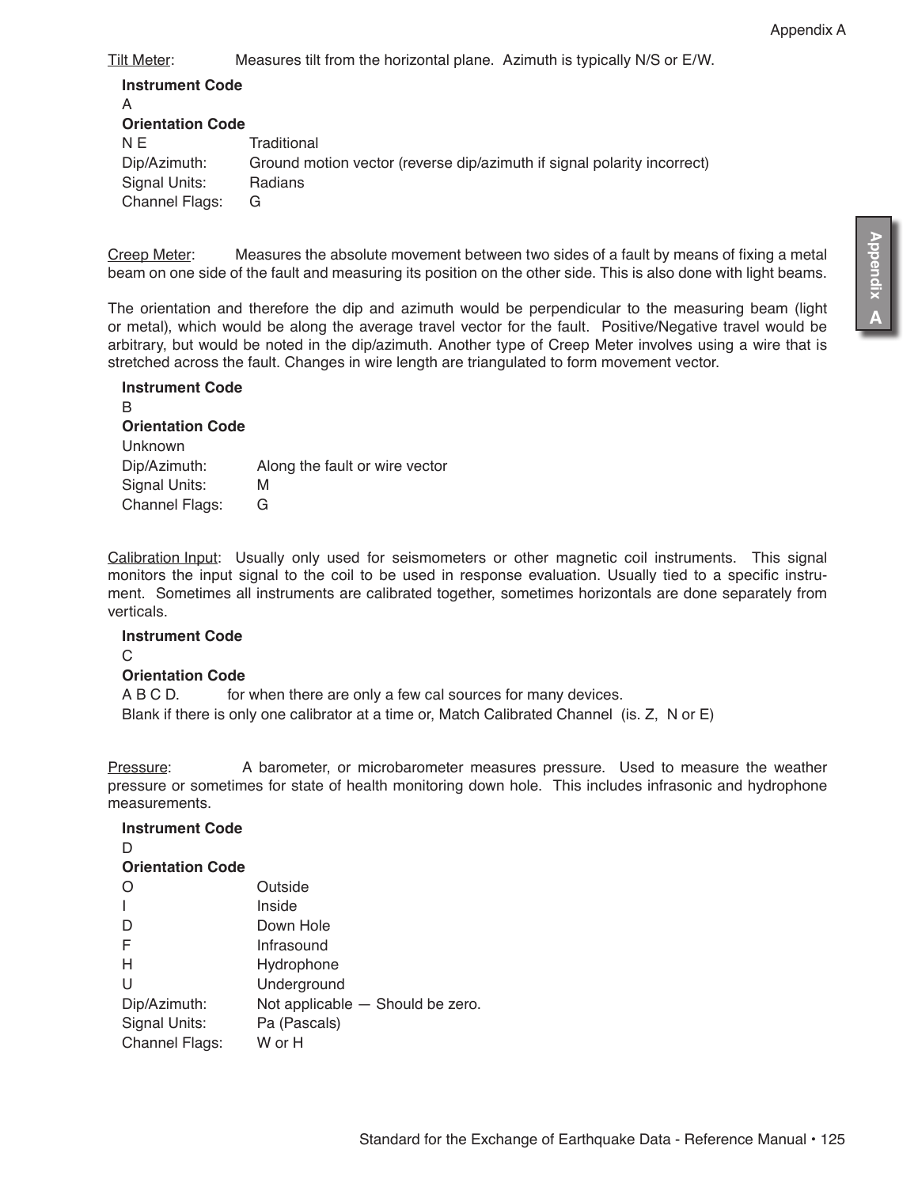Tilt Meter: Measures tilt from the horizontal plane. Azimuth is typically N/S or E/W.

**Instrument Code**

A

**Orientation Code**

| | |
|---|---|
| N E | Traditional |
| Dip/Azimuth: | Ground motion vector (reverse dip/azimuth if signal polarity incorrect) |
| Signal Units: | Radians |
| Channel Flags: | G |

Creep Meter: Measures the absolute movement between two sides of a fault by means of fixing a metal beam on one side of the fault and measuring its position on the other side. This is also done with light beams.

The orientation and therefore the dip and azimuth would be perpendicular to the measuring beam (light or metal), which would be along the average travel vector for the fault. Positive/Negative travel would be arbitrary, but would be noted in the dip/azimuth. Another type of Creep Meter involves using a wire that is stretched across the fault. Changes in wire length are triangulated to form movement vector.

**Instrument Code**

B

**Orientation Code**

Unknown

| | |
|---|---|
| Dip/Azimuth: | Along the fault or wire vector |
| Signal Units: | M |
| Channel Flags: | G |

Calibration Input: Usually only used for seismometers or other magnetic coil instruments. This signal monitors the input signal to the coil to be used in response evaluation. Usually tied to a specific instrument. Sometimes all instruments are calibrated together, sometimes horizontals are done separately from verticals.

**Instrument Code**

C

**Orientation Code**

A B C D. for when there are only a few cal sources for many devices.

Blank if there is only one calibrator at a time or, Match Calibrated Channel (is. Z, N or E)

Pressure: A barometer, or microbarometer measures pressure. Used to measure the weather pressure or sometimes for state of health monitoring down hole. This includes infrasonic and hydrophone measurements.

**Instrument Code**

D

**Orientation Code**

| | |
|---|---|
| O | Outside |
| I | Inside |
| D | Down Hole |
| F | Infrasound |
| H | Hydrophone |
| U | Underground |
| Dip/Azimuth: | Not applicable — Should be zero. |
| Signal Units: | Pa (Pascals) |
| Channel Flags: | W or H |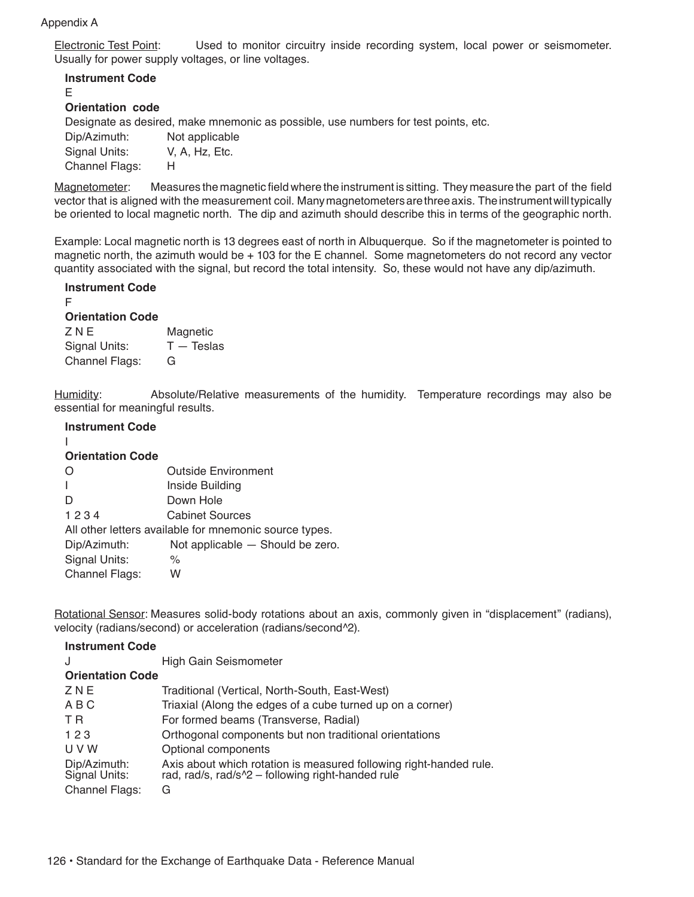Appendix A

Electronic Test Point: Used to monitor circuitry inside recording system, local power or seismometer. Usually for power supply voltages, or line voltages.

**Instrument Code**

E

**Orientation code**

Designate as desired, make mnemonic as possible, use numbers for test points, etc.

Dip/Azimuth: Not applicable

Signal Units: V, A, Hz, Etc.

Channel Flags: H

Magnetometer: Measures the magnetic field where the instrument is sitting. They measure the part of the field vector that is aligned with the measurement coil. Many magnetometers are three axis. The instrument will typically be oriented to local magnetic north. The dip and azimuth should describe this in terms of the geographic north.

Example: Local magnetic north is 13 degrees east of north in Albuquerque. So if the magnetometer is pointed to magnetic north, the azimuth would be + 103 for the E channel. Some magnetometers do not record any vector quantity associated with the signal, but record the total intensity. So, these would not have any dip/azimuth.

**Instrument Code**

F

**Orientation Code**

| | |
|---|---|
| Z N E | Magnetic |
| Signal Units: | T — Teslas |
| Channel Flags: | G |

Humidity: Absolute/Relative measurements of the humidity. Temperature recordings may also be essential for meaningful results.

**Instrument Code**

I

**Orientation Code**

| | |
|---|---|
| O | Outside Environment |
| I | Inside Building |
| D | Down Hole |
| 1 2 3 4 | Cabinet Sources |

All other letters available for mnemonic source types.

| | |
|---|---|
| Dip/Azimuth: | Not applicable — Should be zero. |
| Signal Units: | % |
| Channel Flags: | W |

Rotational Sensor: Measures solid-body rotations about an axis, commonly given in "displacement" (radians), velocity (radians/second) or acceleration (radians/second^2).

**Instrument Code**

J High Gain Seismometer

**Orientation Code**

| | |
|---|---|
| Z N E | Traditional (Vertical, North-South, East-West) |
| A B C | Triaxial (Along the edges of a cube turned up on a corner) |
| T R | For formed beams (Transverse, Radial) |
| 1 2 3 | Orthogonal components but non traditional orientations |
| U V W | Optional components |
| Dip/Azimuth: | Axis about which rotation is measured following right-handed rule. |
| Signal Units: | rad, rad/s, rad/s^2 – following right-handed rule |
| Channel Flags: | G |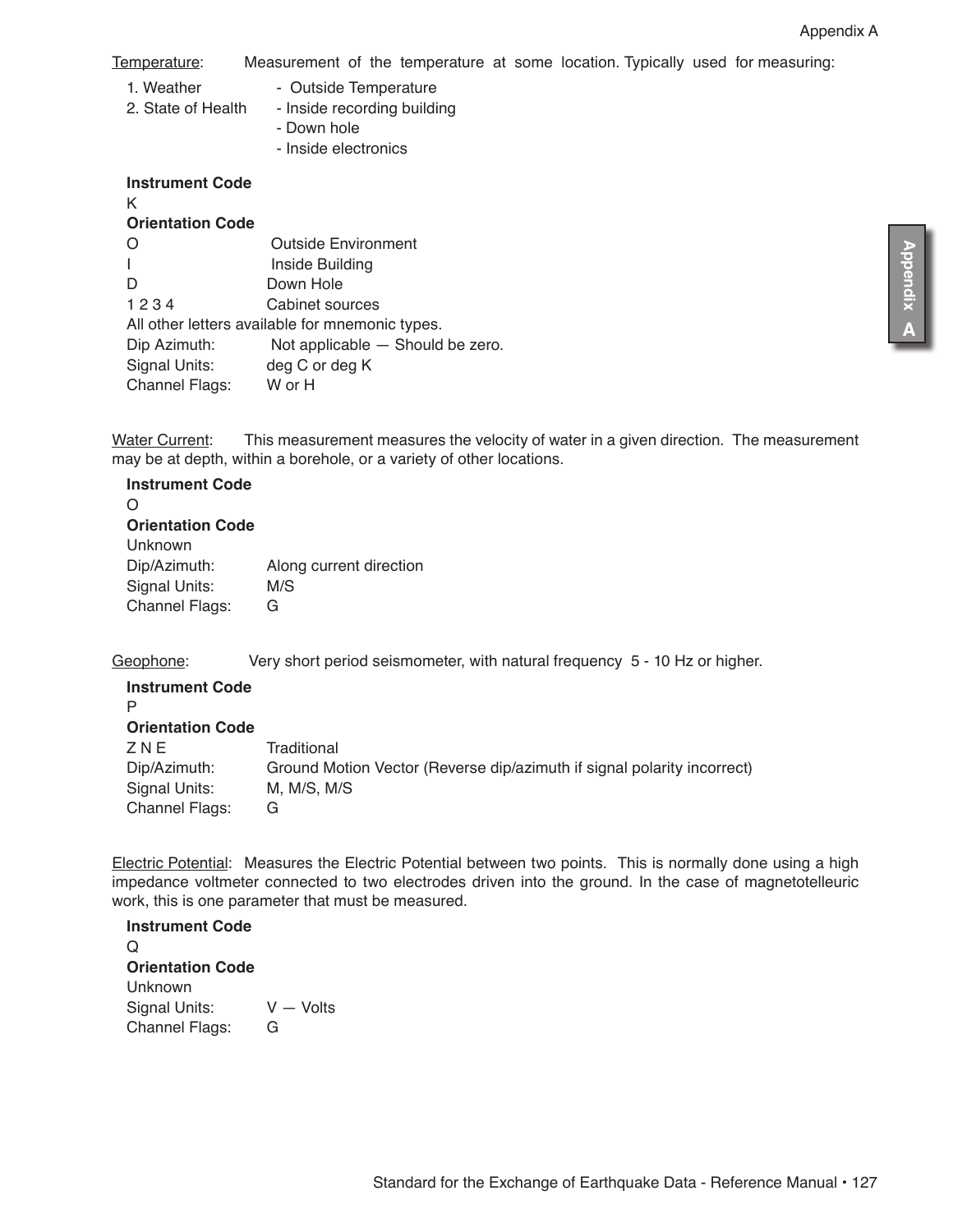Temperature: Measurement of the temperature at some location. Typically used for measuring:

1. Weather - Outside Temperature
2. State of Health - Inside recording building
   - Down hole
   - Inside electronics

**Instrument Code**

K

**Orientation Code**

O Outside Environment

I Inside Building

D Down Hole

1 2 3 4 Cabinet sources

All other letters available for mnemonic types.

Dip Azimuth: Not applicable — Should be zero.

Signal Units: deg C or deg K

Channel Flags: W or H

Water Current: This measurement measures the velocity of water in a given direction. The measurement may be at depth, within a borehole, or a variety of other locations.

**Instrument Code**

O

**Orientation Code**

Unknown

Dip/Azimuth: Along current direction

Signal Units: M/S

Channel Flags: G

Geophone: Very short period seismometer, with natural frequency 5 - 10 Hz or higher.

**Instrument Code**

P

**Orientation Code**

Z N E Traditional

Dip/Azimuth: Ground Motion Vector (Reverse dip/azimuth if signal polarity incorrect)

Signal Units: M, M/S, M/S

Channel Flags: G

Electric Potential: Measures the Electric Potential between two points. This is normally done using a high impedance voltmeter connected to two electrodes driven into the ground. In the case of magnetotelleuric work, this is one parameter that must be measured.

**Instrument Code**

Q

**Orientation Code**

Unknown

Signal Units: V — Volts

Channel Flags: G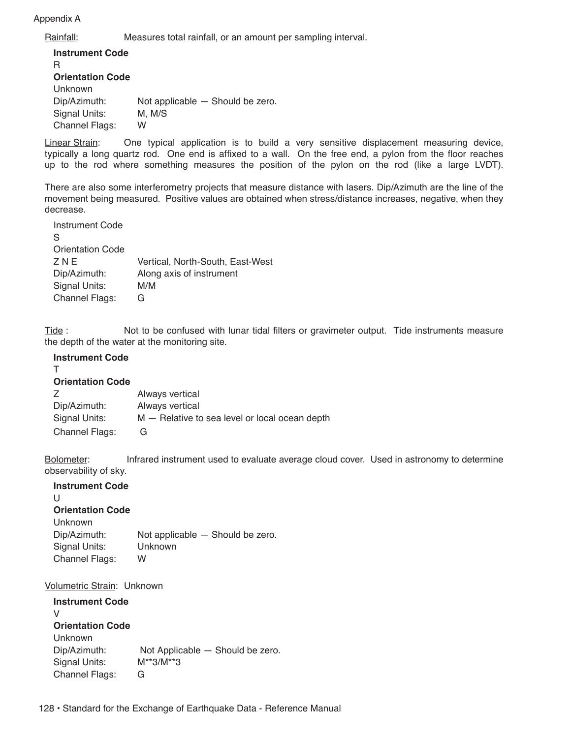Rainfall: Measures total rainfall, or an amount per sampling interval.

**Instrument Code**
R
**Orientation Code**
Unknown
Dip/Azimuth: Not applicable — Should be zero.
Signal Units: M, M/S
Channel Flags: W

Linear Strain: One typical application is to build a very sensitive displacement measuring device, typically a long quartz rod. One end is affixed to a wall. On the free end, a pylon from the floor reaches up to the rod where something measures the position of the pylon on the rod (like a large LVDT).

There are also some interferometry projects that measure distance with lasers. Dip/Azimuth are the line of the movement being measured. Positive values are obtained when stress/distance increases, negative, when they decrease.

Instrument Code
S
Orientation Code
Z N E Vertical, North-South, East-West
Dip/Azimuth: Along axis of instrument
Signal Units: M/M
Channel Flags: G

Tide : Not to be confused with lunar tidal filters or gravimeter output. Tide instruments measure the depth of the water at the monitoring site.

**Instrument Code**
T
**Orientation Code**
Z Always vertical
Dip/Azimuth: Always vertical
Signal Units: M — Relative to sea level or local ocean depth
Channel Flags: G

Bolometer: Infrared instrument used to evaluate average cloud cover. Used in astronomy to determine observability of sky.

**Instrument Code**
U
**Orientation Code**
Unknown
Dip/Azimuth: Not applicable — Should be zero.
Signal Units: Unknown
Channel Flags: W

Volumetric Strain: Unknown

**Instrument Code**
V
**Orientation Code**
Unknown
Dip/Azimuth: Not Applicable — Should be zero.
Signal Units: M**3/M**3
Channel Flags: G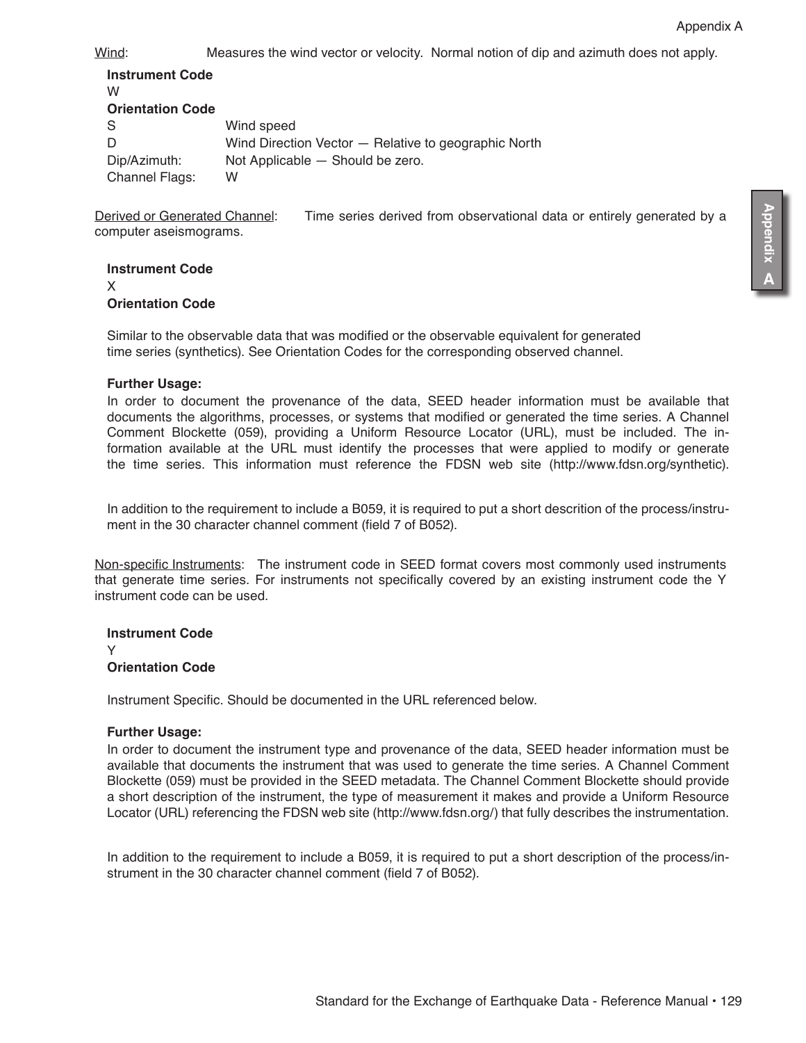Wind: Measures the wind vector or velocity. Normal notion of dip and azimuth does not apply.

**Instrument Code**

W

**Orientation Code**

| | |
|---|---|
| S | Wind speed |
| D | Wind Direction Vector — Relative to geographic North |
| Dip/Azimuth: | Not Applicable — Should be zero. |
| Channel Flags: | W |

Derived or Generated Channel: Time series derived from observational data or entirely generated by a computer aseismograms.

**Instrument Code**

X

**Orientation Code**

Similar to the observable data that was modified or the observable equivalent for generated time series (synthetics). See Orientation Codes for the corresponding observed channel.

**Further Usage:**

In order to document the provenance of the data, SEED header information must be available that documents the algorithms, processes, or systems that modified or generated the time series. A Channel Comment Blockette (059), providing a Uniform Resource Locator (URL), must be included. The information available at the URL must identify the processes that were applied to modify or generate the time series. This information must reference the FDSN web site (http://www.fdsn.org/synthetic).

In addition to the requirement to include a B059, it is required to put a short descrition of the process/instrument in the 30 character channel comment (field 7 of B052).

Non-specific Instruments: The instrument code in SEED format covers most commonly used instruments that generate time series. For instruments not specifically covered by an existing instrument code the Y instrument code can be used.

**Instrument Code**

Y

**Orientation Code**

Instrument Specific. Should be documented in the URL referenced below.

**Further Usage:**

In order to document the instrument type and provenance of the data, SEED header information must be available that documents the instrument that was used to generate the time series. A Channel Comment Blockette (059) must be provided in the SEED metadata. The Channel Comment Blockette should provide a short description of the instrument, the type of measurement it makes and provide a Uniform Resource Locator (URL) referencing the FDSN web site (http://www.fdsn.org/) that fully describes the instrumentation.

In addition to the requirement to include a B059, it is required to put a short description of the process/instrument in the 30 character channel comment (field 7 of B052).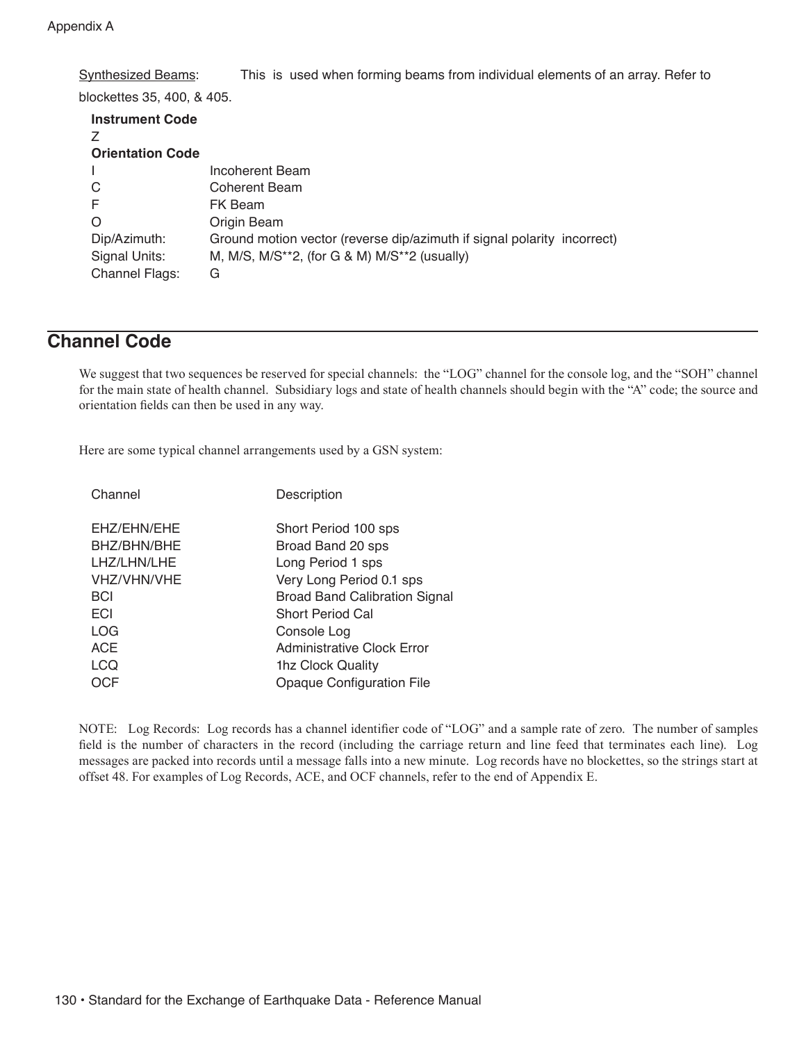Synthesized Beams: This is used when forming beams from individual elements of an array. Refer to blockettes 35, 400, & 405.

**Instrument Code**

Z

**Orientation Code**

| | |
|---|---|
| I | Incoherent Beam |
| C | Coherent Beam |
| F | FK Beam |
| O | Origin Beam |
| Dip/Azimuth: | Ground motion vector (reverse dip/azimuth if signal polarity incorrect) |
| Signal Units: | M, M/S, M/S**2, (for G & M) M/S**2 (usually) |
| Channel Flags: | G |

## Channel Code

We suggest that two sequences be reserved for special channels: the "LOG" channel for the console log, and the "SOH" channel for the main state of health channel. Subsidiary logs and state of health channels should begin with the "A" code; the source and orientation fields can then be used in any way.

Here are some typical channel arrangements used by a GSN system:

| Channel | Description |
|---|---|
| EHZ/EHN/EHE | Short Period 100 sps |
| BHZ/BHN/BHE | Broad Band 20 sps |
| LHZ/LHN/LHE | Long Period 1 sps |
| VHZ/VHN/VHE | Very Long Period 0.1 sps |
| BCI | Broad Band Calibration Signal |
| ECI | Short Period Cal |
| LOG | Console Log |
| ACE | Administrative Clock Error |
| LCQ | 1hz Clock Quality |
| OCF | Opaque Configuration File |

NOTE: Log Records: Log records has a channel identifier code of "LOG" and a sample rate of zero. The number of samples field is the number of characters in the record (including the carriage return and line feed that terminates each line). Log messages are packed into records until a message falls into a new minute. Log records have no blockettes, so the strings start at offset 48. For examples of Log Records, ACE, and OCF channels, refer to the end of Appendix E.